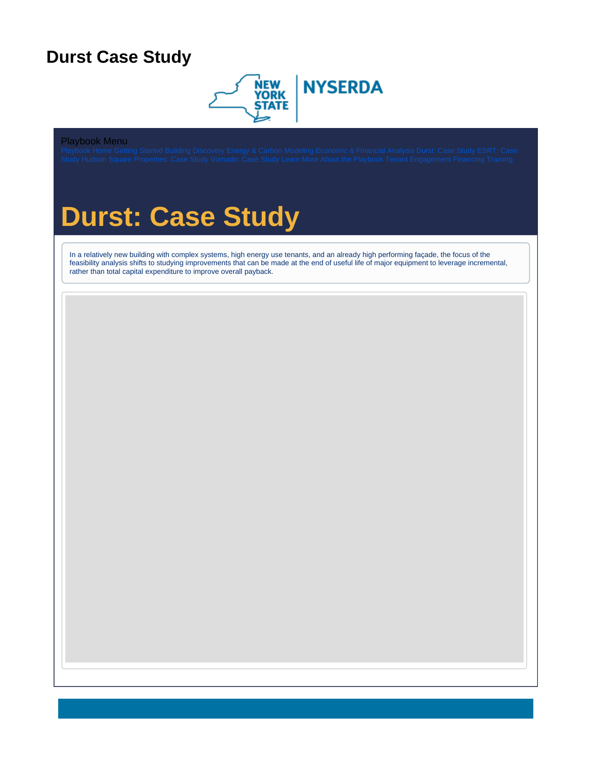# Durst Case Study

Playbook Menu

Playbook Home Getting Started Building Discovery Energy & Carbon Modeling Economic & Financial Analysis Durst: Case Study ESRT: Case Study Hudson Square Properties: Case Study Vornado: Case Study Learn More About the Playbook Tenant Engagement Financing Training

## Durst: Case Study

In a relatively new building with complex systems, high energy use tenants, and an already high performing façade, the focus of the feasibility analysis shifts to studying improvements that can be made at the end of useful life of major equipment to leverage incremental, rather than total capital expenditure to improve overall payback.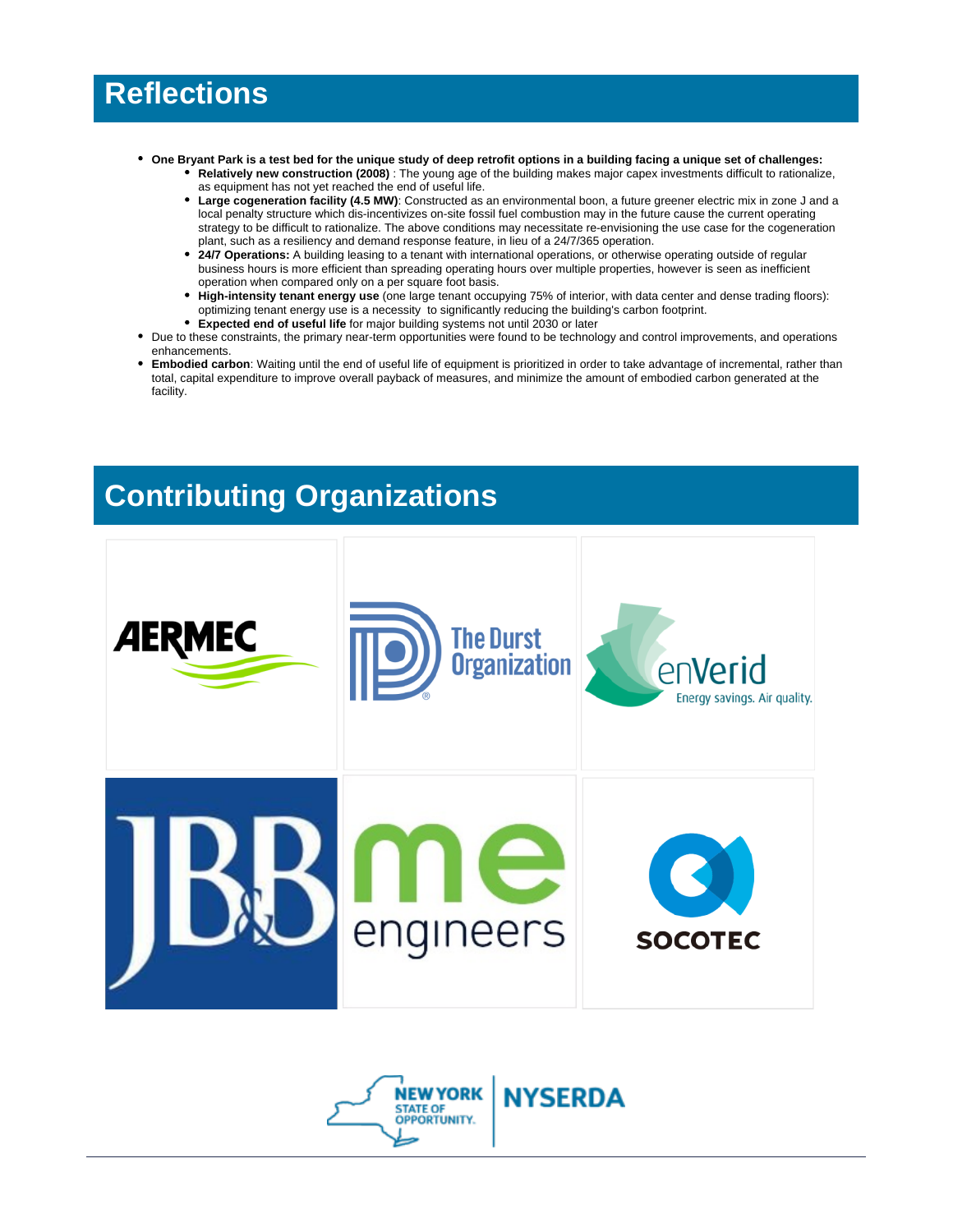## Reflections

- **One Bryant Park is a test bed for the unique study of deep retrofit options in a building facing a unique set of challenges:**
  - **Relatively new construction (2008)** : The young age of the building makes major capex investments difficult to rationalize, as equipment has not yet reached the end of useful life.
  - **Large cogeneration facility (4.5 MW)**: Constructed as an environmental boon, a future greener electric mix in zone J and a local penalty structure which dis-incentivizes on-site fossil fuel combustion may in the future cause the current operating strategy to be difficult to rationalize. The above conditions may necessitate re-envisioning the use case for the cogeneration plant, such as a resiliency and demand response feature, in lieu of a 24/7/365 operation.
  - **24/7 Operations:** A building leasing to a tenant with international operations, or otherwise operating outside of regular business hours is more efficient than spreading operating hours over multiple properties, however is seen as inefficient operation when compared only on a per square foot basis.
  - **High-intensity tenant energy use** (one large tenant occupying 75% of interior, with data center and dense trading floors): optimizing tenant energy use is a necessity to significantly reducing the building's carbon footprint.
  - **Expected end of useful life** for major building systems not until 2030 or later
- Due to these constraints, the primary near-term opportunities were found to be technology and control improvements, and operations enhancements.
- **Embodied carbon**: Waiting until the end of useful life of equipment is prioritized in order to take advantage of incremental, rather than total, capital expenditure to improve overall payback of measures, and minimize the amount of embodied carbon generated at the facility.

## Contributing Organizations

AERMEC

The Durst Organization

enVerid — Energy savings. Air quality.

JB&B

me engineers

SOCOTEC

NEW YORK STATE OF OPPORTUNITY. | NYSERDA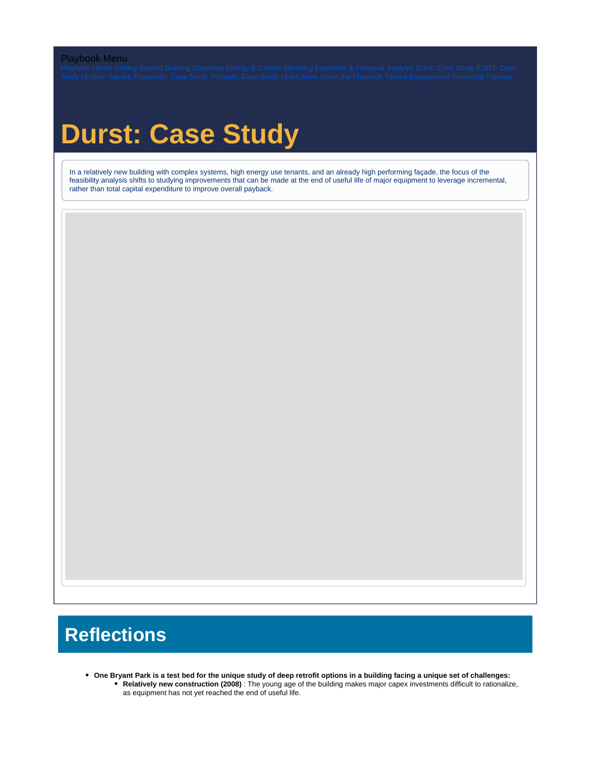Playbook Menu

Playbook Home Getting Started Building Discovery Energy & Carbon Modeling Economic & Financial Analysis Durst: Case Study ESRT: Case Study Hudson Square Properties: Case Study Vornado: Case Study Learn More About the Playbook Tenant Engagement Financing Training

# Durst: Case Study

In a relatively new building with complex systems, high energy use tenants, and an already high performing façade, the focus of the feasibility analysis shifts to studying improvements that can be made at the end of useful life of major equipment to leverage incremental, rather than total capital expenditure to improve overall payback.

## Reflections

- **One Bryant Park is a test bed for the unique study of deep retrofit options in a building facing a unique set of challenges:**
  - **Relatively new construction (2008)** : The young age of the building makes major capex investments difficult to rationalize, as equipment has not yet reached the end of useful life.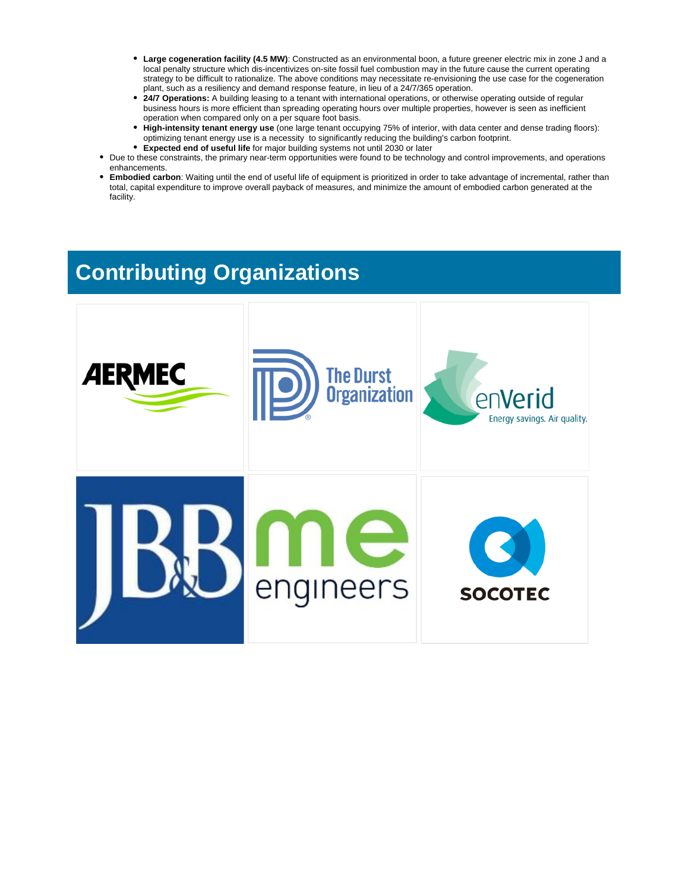- **Large cogeneration facility (4.5 MW)**: Constructed as an environmental boon, a future greener electric mix in zone J and a local penalty structure which dis-incentivizes on-site fossil fuel combustion may in the future cause the current operating strategy to be difficult to rationalize. The above conditions may necessitate re-envisioning the use case for the cogeneration plant, such as a resiliency and demand response feature, in lieu of a 24/7/365 operation.
- **24/7 Operations:** A building leasing to a tenant with international operations, or otherwise operating outside of regular business hours is more efficient than spreading operating hours over multiple properties, however is seen as inefficient operation when compared only on a per square foot basis.
- **High-intensity tenant energy use** (one large tenant occupying 75% of interior, with data center and dense trading floors): optimizing tenant energy use is a necessity to significantly reducing the building's carbon footprint.
- **Expected end of useful life** for major building systems not until 2030 or later

- Due to these constraints, the primary near-term opportunities were found to be technology and control improvements, and operations enhancements.
- **Embodied carbon**: Waiting until the end of useful life of equipment is prioritized in order to take advantage of incremental, rather than total, capital expenditure to improve overall payback of measures, and minimize the amount of embodied carbon generated at the facility.

## Contributing Organizations

AERMEC

The Durst Organization

enVerid
Energy savings. Air quality.

JB&B

me engineers

SOCOTEC